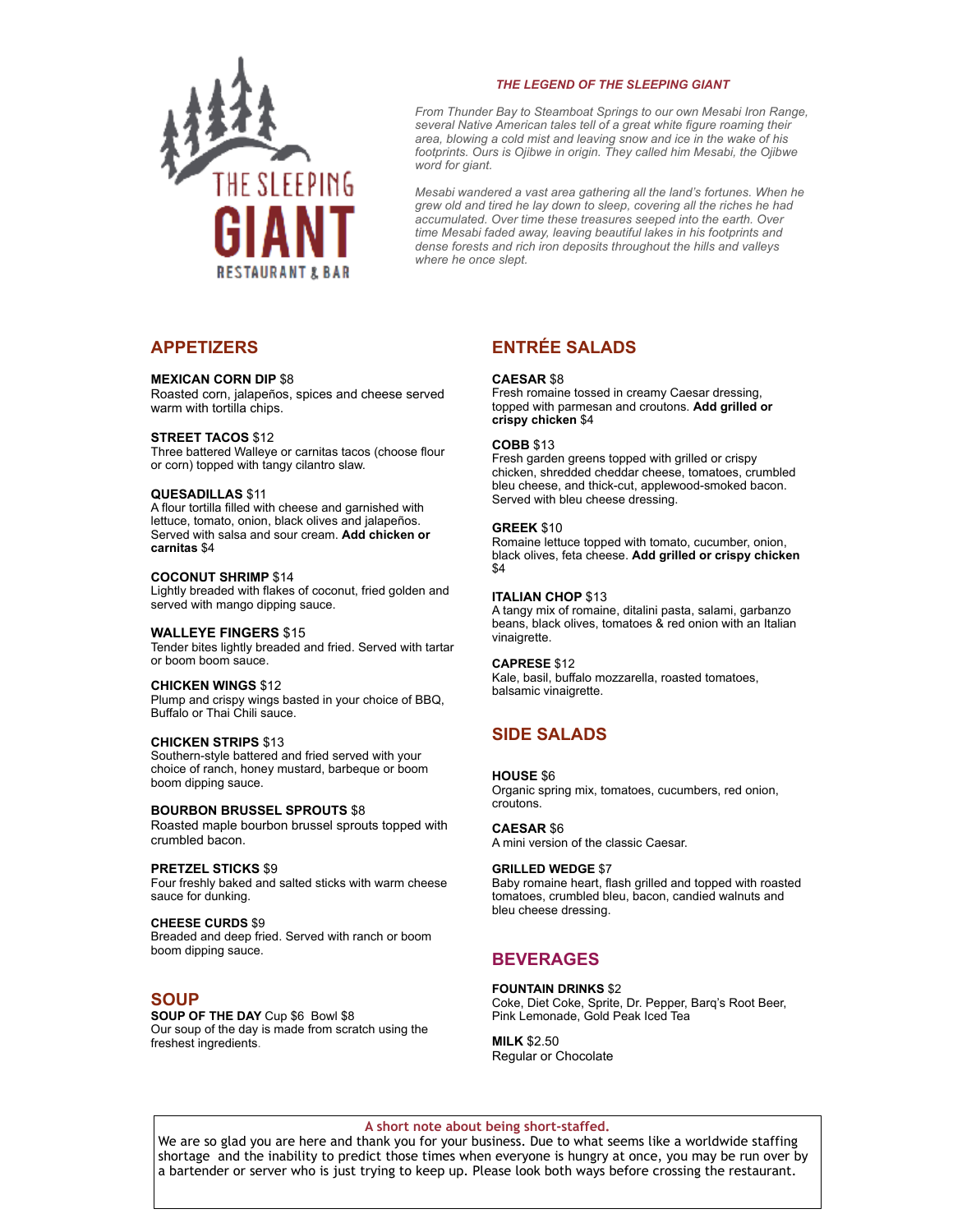# THE SLEEPING GIANT

RESTAURANT & BAR

***THE LEGEND OF THE SLEEPING GIANT***

*From Thunder Bay to Steamboat Springs to our own Mesabi Iron Range, several Native American tales tell of a great white figure roaming their area, blowing a cold mist and leaving snow and ice in the wake of his footprints. Ours is Ojibwe in origin. They called him Mesabi, the Ojibwe word for giant.*

*Mesabi wandered a vast area gathering all the land's fortunes. When he grew old and tired he lay down to sleep, covering all the riches he had accumulated. Over time these treasures seeped into the earth. Over time Mesabi faded away, leaving beautiful lakes in his footprints and dense forests and rich iron deposits throughout the hills and valleys where he once slept.*

## APPETIZERS

**MEXICAN CORN DIP** $8
Roasted corn, jalapeños, spices and cheese served warm with tortilla chips.

**STREET TACOS** $12
Three battered Walleye or carnitas tacos (choose flour or corn) topped with tangy cilantro slaw.

**QUESADILLAS** $11
A flour tortilla filled with cheese and garnished with lettuce, tomato, onion, black olives and jalapeños. Served with salsa and sour cream. **Add chicken or carnitas** $4

**COCONUT SHRIMP** $14
Lightly breaded with flakes of coconut, fried golden and served with mango dipping sauce.

**WALLEYE FINGERS** $15
Tender bites lightly breaded and fried. Served with tartar or boom boom sauce.

**CHICKEN WINGS** $12
Plump and crispy wings basted in your choice of BBQ, Buffalo or Thai Chili sauce.

**CHICKEN STRIPS** $13
Southern-style battered and fried served with your choice of ranch, honey mustard, barbeque or boom boom dipping sauce.

**BOURBON BRUSSEL SPROUTS** $8
Roasted maple bourbon brussel sprouts topped with crumbled bacon.

**PRETZEL STICKS** $9
Four freshly baked and salted sticks with warm cheese sauce for dunking.

**CHEESE CURDS** $9
Breaded and deep fried. Served with ranch or boom boom dipping sauce.

## SOUP

**SOUP OF THE DAY** Cup $6 Bowl $8
Our soup of the day is made from scratch using the freshest ingredients.

## ENTRÉE SALADS

**CAESAR** $8
Fresh romaine tossed in creamy Caesar dressing, topped with parmesan and croutons. **Add grilled or crispy chicken** $4

**COBB** $13
Fresh garden greens topped with grilled or crispy chicken, shredded cheddar cheese, tomatoes, crumbled bleu cheese, and thick-cut, applewood-smoked bacon. Served with bleu cheese dressing.

**GREEK** $10
Romaine lettuce topped with tomato, cucumber, onion, black olives, feta cheese. **Add grilled or crispy chicken** $4

**ITALIAN CHOP** $13
A tangy mix of romaine, ditalini pasta, salami, garbanzo beans, black olives, tomatoes & red onion with an Italian vinaigrette.

**CAPRESE** $12
Kale, basil, buffalo mozzarella, roasted tomatoes, balsamic vinaigrette.

## SIDE SALADS

**HOUSE** $6
Organic spring mix, tomatoes, cucumbers, red onion, croutons.

**CAESAR** $6
A mini version of the classic Caesar.

**GRILLED WEDGE** $7
Baby romaine heart, flash grilled and topped with roasted tomatoes, crumbled bleu, bacon, candied walnuts and bleu cheese dressing.

## BEVERAGES

**FOUNTAIN DRINKS** $2
Coke, Diet Coke, Sprite, Dr. Pepper, Barq's Root Beer, Pink Lemonade, Gold Peak Iced Tea

**MILK** $2.50
Regular or Chocolate

---

**A short note about being short-staffed.**

We are so glad you are here and thank you for your business. Due to what seems like a worldwide staffing shortage and the inability to predict those times when everyone is hungry at once, you may be run over by a bartender or server who is just trying to keep up. Please look both ways before crossing the restaurant.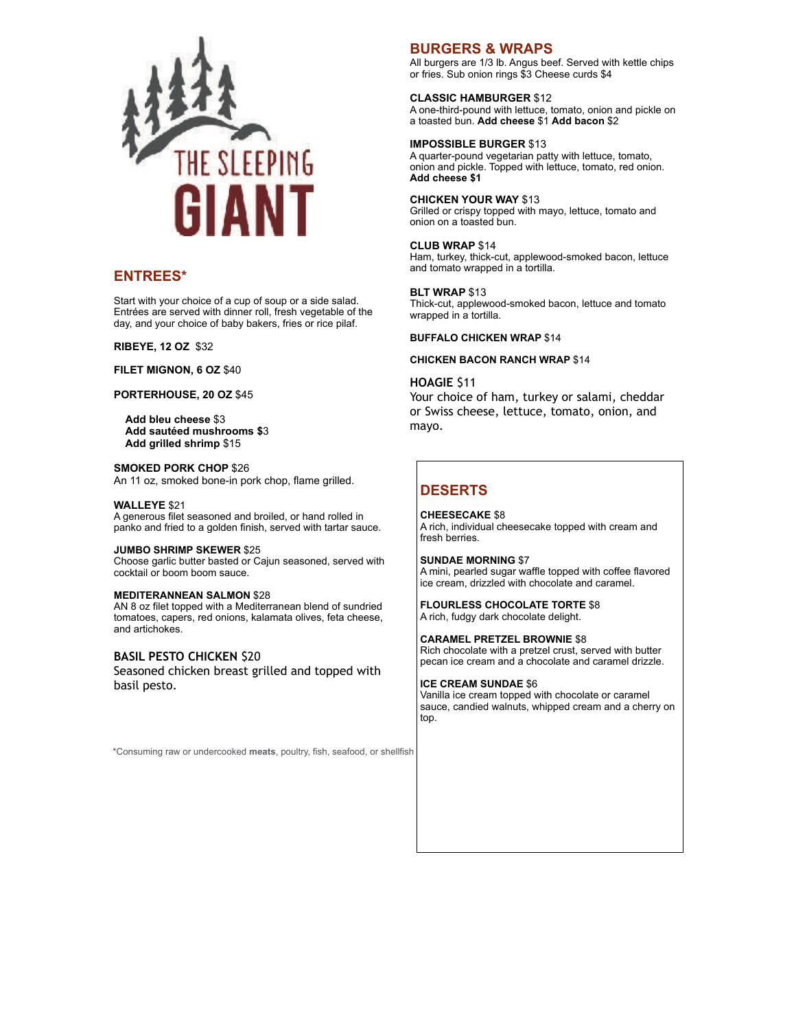# THE SLEEPING GIANT

## ENTREES*

Start with your choice of a cup of soup or a side salad. Entrées are served with dinner roll, fresh vegetable of the day, and your choice of baby bakers, fries or rice pilaf.

**RIBEYE, 12 OZ** $32

**FILET MIGNON, 6 OZ** $40

**PORTERHOUSE, 20 OZ** $45

**Add bleu cheese** $3
**Add sautéed mushrooms $**3
**Add grilled shrimp** $15

**SMOKED PORK CHOP** $26
An 11 oz, smoked bone-in pork chop, flame grilled.

**WALLEYE** $21
A generous filet seasoned and broiled, or hand rolled in panko and fried to a golden finish, served with tartar sauce.

**JUMBO SHRIMP SKEWER** $25
Choose garlic butter basted or Cajun seasoned, served with cocktail or boom boom sauce.

**MEDITERANNEAN SALMON** $28
AN 8 oz filet topped with a Mediterranean blend of sundried tomatoes, capers, red onions, kalamata olives, feta cheese, and artichokes.

**BASIL PESTO CHICKEN** $20
Seasoned chicken breast grilled and topped with basil pesto.

*Consuming raw or undercooked **meats**, poultry, fish, seafood, or shellfish

## BURGERS & WRAPS

All burgers are 1/3 lb. Angus beef. Served with kettle chips or fries. Sub onion rings $3 Cheese curds $4

**CLASSIC HAMBURGER** $12
A one-third-pound with lettuce, tomato, onion and pickle on a toasted bun. **Add cheese** $1 **Add bacon** $2

**IMPOSSIBLE BURGER** $13
A quarter-pound vegetarian patty with lettuce, tomato, onion and pickle. Topped with lettuce, tomato, red onion. **Add cheese $1**

**CHICKEN YOUR WAY** $13
Grilled or crispy topped with mayo, lettuce, tomato and onion on a toasted bun.

**CLUB WRAP** $14
Ham, turkey, thick-cut, applewood-smoked bacon, lettuce and tomato wrapped in a tortilla.

**BLT WRAP** $13
Thick-cut, applewood-smoked bacon, lettuce and tomato wrapped in a tortilla.

**BUFFALO CHICKEN WRAP** $14

**CHICKEN BACON RANCH WRAP** $14

**HOAGIE** $11
Your choice of ham, turkey or salami, cheddar or Swiss cheese, lettuce, tomato, onion, and mayo.

## DESERTS

**CHEESECAKE** $8
A rich, individual cheesecake topped with cream and fresh berries.

**SUNDAE MORNING** $7
A mini, pearled sugar waffle topped with coffee flavored ice cream, drizzled with chocolate and caramel.

**FLOURLESS CHOCOLATE TORTE** $8
A rich, fudgy dark chocolate delight.

**CARAMEL PRETZEL BROWNIE** $8
Rich chocolate with a pretzel crust, served with butter pecan ice cream and a chocolate and caramel drizzle.

**ICE CREAM SUNDAE** $6
Vanilla ice cream topped with chocolate or caramel sauce, candied walnuts, whipped cream and a cherry on top.